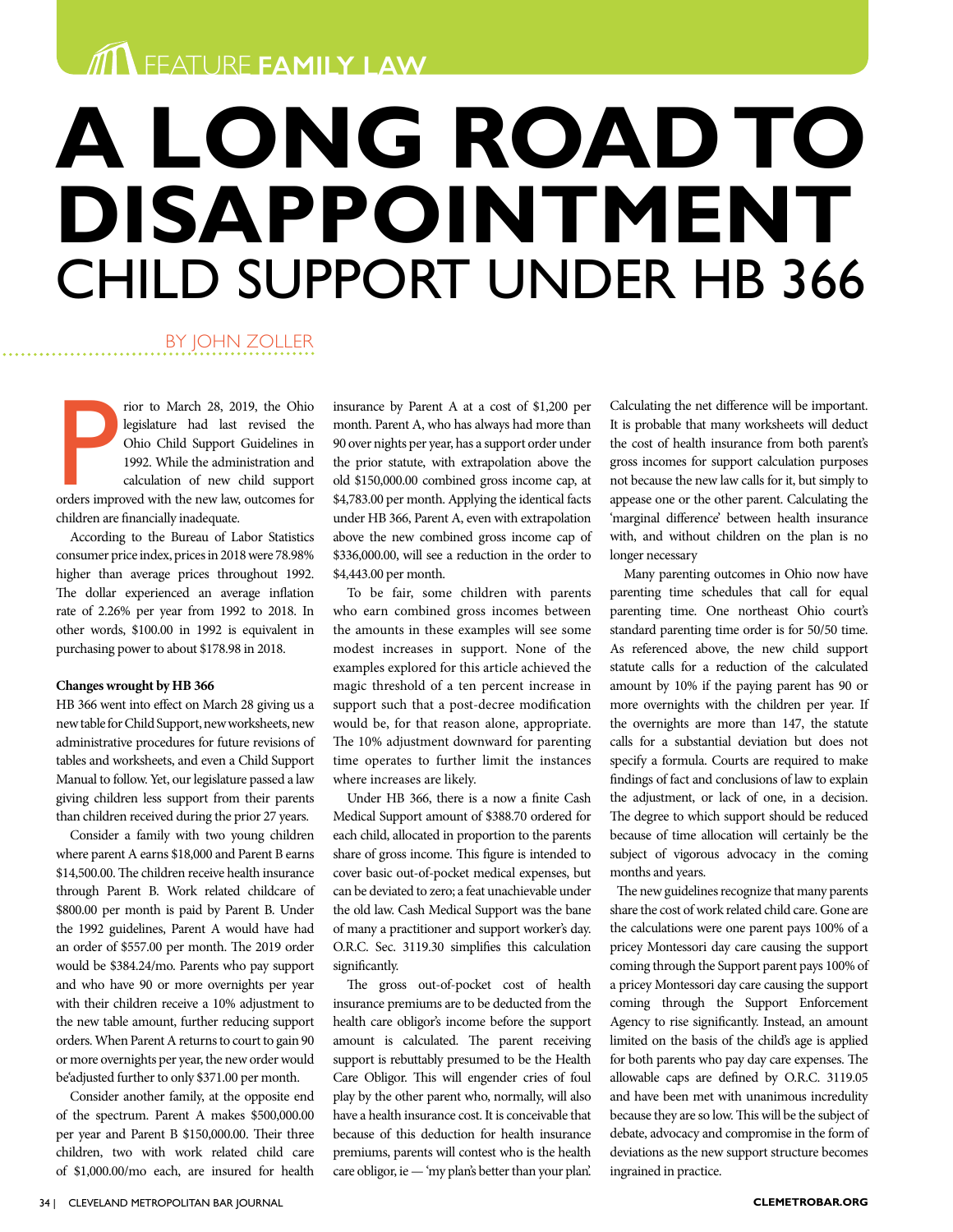FEATURE **FAMILY LAW**

# A LONG ROAD TO DISAPPOINTMENT

## CHILD SUPPORT UNDER HB 366

BY JOHN ZOLLER

Prior to March 28, 2019, the Ohio legislature had last revised the Ohio Child Support Guidelines in 1992. While the administration and calculation of new child support orders improved with the new law, outcomes for children are financially inadequate.

According to the Bureau of Labor Statistics consumer price index, prices in 2018 were 78.98% higher than average prices throughout 1992. The dollar experienced an average inflation rate of 2.26% per year from 1992 to 2018. In other words, $100.00 in 1992 is equivalent in purchasing power to about $178.98 in 2018.

**Changes wrought by HB 366**

HB 366 went into effect on March 28 giving us a new table for Child Support, new worksheets, new administrative procedures for future revisions of tables and worksheets, and even a Child Support Manual to follow. Yet, our legislature passed a law giving children less support from their parents than children received during the prior 27 years.

Consider a family with two young children where parent A earns $18,000 and Parent B earns $14,500.00. The children receive health insurance through Parent B. Work related childcare of $800.00 per month is paid by Parent B. Under the 1992 guidelines, Parent A would have had an order of $557.00 per month. The 2019 order would be $384.24/mo. Parents who pay support and who have 90 or more overnights per year with their children receive a 10% adjustment to the new table amount, further reducing support orders. When Parent A returns to court to gain 90 or more overnights per year, the new order would be adjusted further to only $371.00 per month.

Consider another family, at the opposite end of the spectrum. Parent A makes $500,000.00 per year and Parent B $150,000.00. Their three children, two with work related child care of $1,000.00/mo each, are insured for health insurance by Parent A at a cost of $1,200 per month. Parent A, who has always had more than 90 over nights per year, has a support order under the prior statute, with extrapolation above the old $150,000.00 combined gross income cap, at $4,783.00 per month. Applying the identical facts under HB 366, Parent A, even with extrapolation above the new combined gross income cap of $336,000.00, will see a reduction in the order to $4,443.00 per month.

To be fair, some children with parents who earn combined gross incomes between the amounts in these examples will see some modest increases in support. None of the examples explored for this article achieved the magic threshold of a ten percent increase in support such that a post-decree modification would be, for that reason alone, appropriate. The 10% adjustment downward for parenting time operates to further limit the instances where increases are likely.

Under HB 366, there is a now a finite Cash Medical Support amount of $388.70 ordered for each child, allocated in proportion to the parents share of gross income. This figure is intended to cover basic out-of-pocket medical expenses, but can be deviated to zero; a feat unachievable under the old law. Cash Medical Support was the bane of many a practitioner and support worker's day. O.R.C. Sec. 3119.30 simplifies this calculation significantly.

The gross out-of-pocket cost of health insurance premiums are to be deducted from the health care obligor's income before the support amount is calculated. The parent receiving support is rebuttably presumed to be the Health Care Obligor. This will engender cries of foul play by the other parent who, normally, will also have a health insurance cost. It is conceivable that because of this deduction for health insurance premiums, parents will contest who is the health care obligor, ie — 'my plan's better than your plan'. Calculating the net difference will be important. It is probable that many worksheets will deduct the cost of health insurance from both parent's gross incomes for support calculation purposes not because the new law calls for it, but simply to appease one or the other parent. Calculating the 'marginal difference' between health insurance with, and without children on the plan is no longer necessary

Many parenting outcomes in Ohio now have parenting time schedules that call for equal parenting time. One northeast Ohio court's standard parenting time order is for 50/50 time. As referenced above, the new child support statute calls for a reduction of the calculated amount by 10% if the paying parent has 90 or more overnights with the children per year. If the overnights are more than 147, the statute calls for a substantial deviation but does not specify a formula. Courts are required to make findings of fact and conclusions of law to explain the adjustment, or lack of one, in a decision. The degree to which support should be reduced because of time allocation will certainly be the subject of vigorous advocacy in the coming months and years.

The new guidelines recognize that many parents share the cost of work related child care. Gone are the calculations were one parent pays 100% of a pricey Montessori day care causing the support coming through the Support parent pays 100% of a pricey Montessori day care causing the support coming through the Support Enforcement Agency to rise significantly. Instead, an amount limited on the basis of the child's age is applied for both parents who pay day care expenses. The allowable caps are defined by O.R.C. 3119.05 and have been met with unanimous incredulity because they are so low. This will be the subject of debate, advocacy and compromise in the form of deviations as the new support structure becomes ingrained in practice.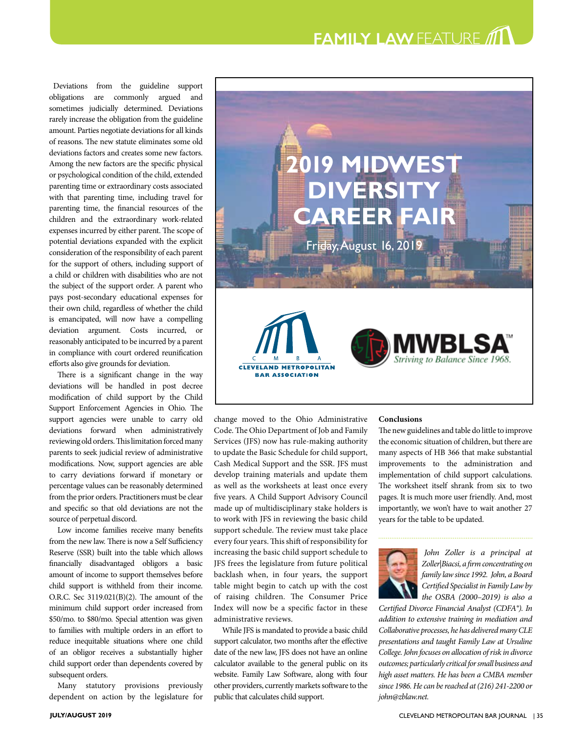Deviations from the guideline support obligations are commonly argued and sometimes judicially determined. Deviations rarely increase the obligation from the guideline amount. Parties negotiate deviations for all kinds of reasons. The new statute eliminates some old deviations factors and creates some new factors. Among the new factors are the specific physical or psychological condition of the child, extended parenting time or extraordinary costs associated with that parenting time, including travel for parenting time, the financial resources of the children and the extraordinary work-related expenses incurred by either parent. The scope of potential deviations expanded with the explicit consideration of the responsibility of each parent for the support of others, including support of a child or children with disabilities who are not the subject of the support order. A parent who pays post-secondary educational expenses for their own child, regardless of whether the child is emancipated, will now have a compelling deviation argument. Costs incurred, or reasonably anticipated to be incurred by a parent in compliance with court ordered reunification efforts also give grounds for deviation.

There is a significant change in the way deviations will be handled in post decree modification of child support by the Child Support Enforcement Agencies in Ohio. The support agencies were unable to carry old deviations forward when administratively reviewing old orders. This limitation forced many parents to seek judicial review of administrative modifications. Now, support agencies are able to carry deviations forward if monetary or percentage values can be reasonably determined from the prior orders. Practitioners must be clear and specific so that old deviations are not the source of perpetual discord.

Low income families receive many benefits from the new law. There is now a Self Sufficiency Reserve (SSR) built into the table which allows financially disadvantaged obligors a basic amount of income to support themselves before child support is withheld from their income. O.R.C. Sec 3119.021(B)(2). The amount of the minimum child support order increased from $50/mo. to $80/mo. Special attention was given to families with multiple orders in an effort to reduce inequitable situations where one child of an obligor receives a substantially higher child support order than dependents covered by subsequent orders.

Many statutory provisions previously dependent on action by the legislature for change moved to the Ohio Administrative Code. The Ohio Department of Job and Family Services (JFS) now has rule-making authority to update the Basic Schedule for child support, Cash Medical Support and the SSR. JFS must develop training materials and update them as well as the worksheets at least once every five years. A Child Support Advisory Council made up of multidisciplinary stake holders is to work with JFS in reviewing the basic child support schedule. The review must take place every four years. This shift of responsibility for increasing the basic child support schedule to JFS frees the legislature from future political backlash when, in four years, the support table might begin to catch up with the cost of raising children. The Consumer Price Index will now be a specific factor in these administrative reviews.

While JFS is mandated to provide a basic child support calculator, two months after the effective date of the new law, JFS does not have an online calculator available to the general public on its website. Family Law Software, along with four other providers, currently markets software to the public that calculates child support.

**2019 MIDWEST DIVERSITY CAREER FAIR**

Friday, August 16, 2019

CMBA CLEVELAND METROPOLITAN BAR ASSOCIATION

MWBLSA™ Striving to Balance Since 1968.

**Conclusions**

The new guidelines and table do little to improve the economic situation of children, but there are many aspects of HB 366 that make substantial improvements to the administration and implementation of child support calculations. The worksheet itself shrank from six to two pages. It is much more user friendly. And, most importantly, we won't have to wait another 27 years for the table to be updated.

*John Zoller is a principal at Zoller|Biacsi, a firm concentrating on family law since 1992. John, a Board Certified Specialist in Family Law by the OSBA (2000–2019) is also a Certified Divorce Financial Analyst (CDFA®). In addition to extensive training in mediation and Collaborative processes, he has delivered many CLE presentations and taught Family Law at Ursuline College. John focuses on allocation of risk in divorce outcomes; particularly critical for small business and high asset matters. He has been a CMBA member since 1986. He can be reached at (216) 241-2200 or john@zblaw.net.*